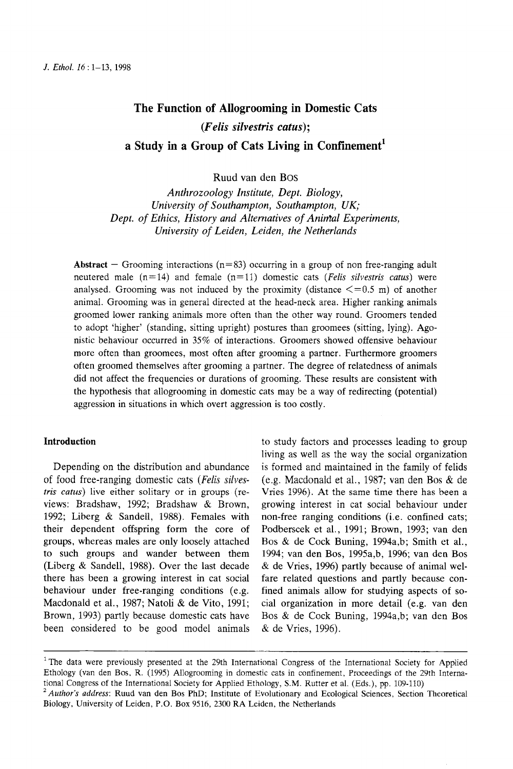# The Function of Allogrooming in Domestic Cats (*Felis silvestris catus*); a Study in a Group of Cats Living in Confinement[1]

Ruud van den Bos

*Anthrozoology Institute, Dept. Biology, University of Southampton, Southampton, UK; Dept. of Ethics, History and Alternatives of Animal Experiments, University of Leiden, Leiden, the Netherlands*

**Abstract** — Grooming interactions (n=83) occurring in a group of non free-ranging adult neutered male (n=14) and female (n=11) domestic cats (*Felis silvestris catus*) were analysed. Grooming was not induced by the proximity (distance <=0.5 m) of another animal. Grooming was in general directed at the head-neck area. Higher ranking animals groomed lower ranking animals more often than the other way round. Groomers tended to adopt 'higher' (standing, sitting upright) postures than groomees (sitting, lying). Agonistic behaviour occurred in 35% of interactions. Groomers showed offensive behaviour more often than groomees, most often after grooming a partner. Furthermore groomers often groomed themselves after grooming a partner. The degree of relatedness of animals did not affect the frequencies or durations of grooming. These results are consistent with the hypothesis that allogrooming in domestic cats may be a way of redirecting (potential) aggression in situations in which overt aggression is too costly.

## Introduction

Depending on the distribution and abundance of food free-ranging domestic cats (*Felis silvestris catus*) live either solitary or in groups (reviews: Bradshaw, 1992; Bradshaw & Brown, 1992; Liberg & Sandell, 1988). Females with their dependent offspring form the core of groups, whereas males are only loosely attached to such groups and wander between them (Liberg & Sandell, 1988). Over the last decade there has been a growing interest in cat social behaviour under free-ranging conditions (e.g. Macdonald et al., 1987; Natoli & de Vito, 1991; Brown, 1993) partly because domestic cats have been considered to be good model animals to study factors and processes leading to group living as well as the way the social organization is formed and maintained in the family of felids (e.g. Macdonald et al., 1987; van den Bos & de Vries 1996). At the same time there has been a growing interest in cat social behaviour under non-free ranging conditions (i.e. confined cats; Podberscek et al., 1991; Brown, 1993; van den Bos & de Cock Buning, 1994a,b; Smith et al., 1994; van den Bos, 1995a,b, 1996; van den Bos & de Vries, 1996) partly because of animal welfare related questions and partly because confined animals allow for studying aspects of social organization in more detail (e.g. van den Bos & de Cock Buning, 1994a,b; van den Bos & de Vries, 1996).

---

[1] The data were previously presented at the 29th International Congress of the International Society for Applied Ethology (van den Bos, R. (1995) Allogrooming in domestic cats in confinement, Proceedings of the 29th International Congress of the International Society for Applied Ethology, S.M. Rutter et al. (Eds.), pp. 109-110)

[2] *Author's address*: Ruud van den Bos PhD; Institute of Evolutionary and Ecological Sciences, Section Theoretical Biology, University of Leiden, P.O. Box 9516, 2300 RA Leiden, the Netherlands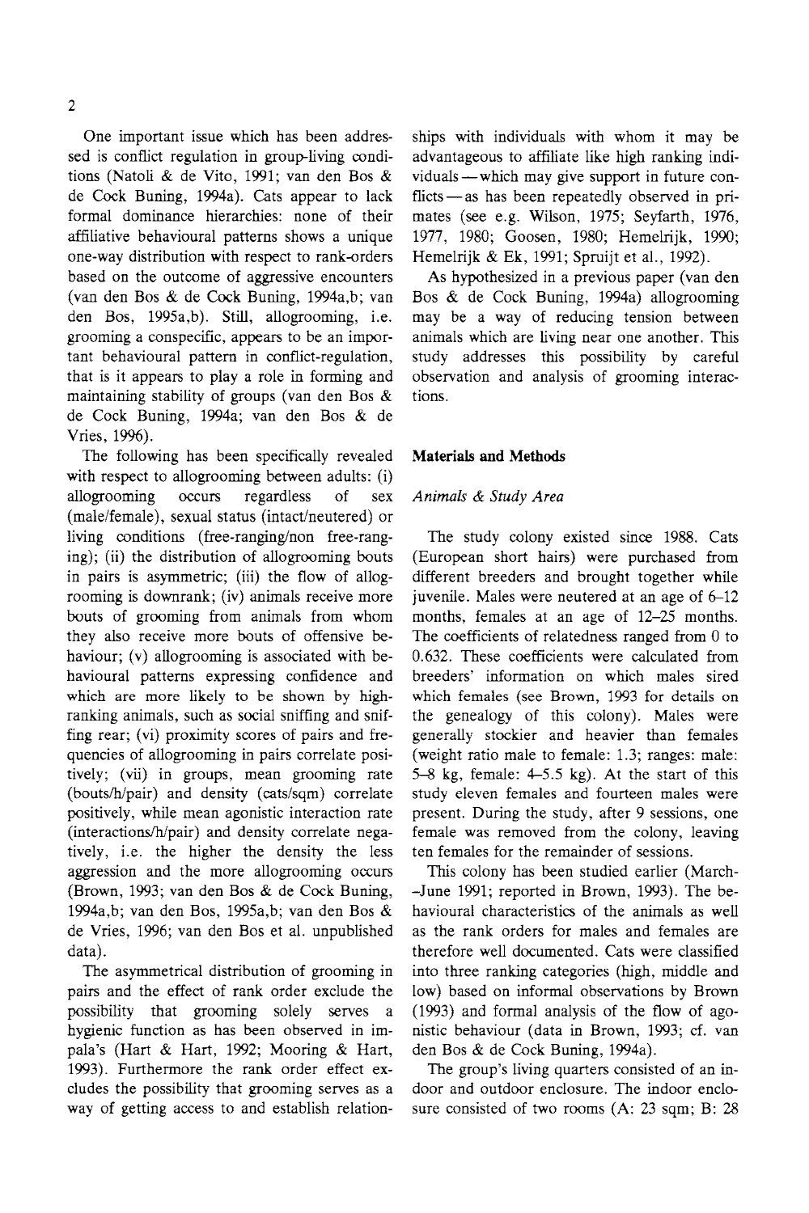One important issue which has been addressed is conflict regulation in group-living conditions (Natoli & de Vito, 1991; van den Bos & de Cock Buning, 1994a). Cats appear to lack formal dominance hierarchies: none of their affiliative behavioural patterns shows a unique one-way distribution with respect to rank-orders based on the outcome of aggressive encounters (van den Bos & de Cock Buning, 1994a,b; van den Bos, 1995a,b). Still, allogrooming, i.e. grooming a conspecific, appears to be an important behavioural pattern in conflict-regulation, that is it appears to play a role in forming and maintaining stability of groups (van den Bos & de Cock Buning, 1994a; van den Bos & de Vries, 1996).

The following has been specifically revealed with respect to allogrooming between adults: (i) allogrooming occurs regardless of sex (male/female), sexual status (intact/neutered) or living conditions (free-ranging/non free-ranging); (ii) the distribution of allogrooming bouts in pairs is asymmetric; (iii) the flow of allogrooming is downrank; (iv) animals receive more bouts of grooming from animals from whom they also receive more bouts of offensive behaviour; (v) allogrooming is associated with behavioural patterns expressing confidence and which are more likely to be shown by high-ranking animals, such as social sniffing and sniffing rear; (vi) proximity scores of pairs and frequencies of allogrooming in pairs correlate positively; (vii) in groups, mean grooming rate (bouts/h/pair) and density (cats/sqm) correlate positively, while mean agonistic interaction rate (interactions/h/pair) and density correlate negatively, i.e. the higher the density the less aggression and the more allogrooming occurs (Brown, 1993; van den Bos & de Cock Buning, 1994a,b; van den Bos, 1995a,b; van den Bos & de Vries, 1996; van den Bos et al. unpublished data).

The asymmetrical distribution of grooming in pairs and the effect of rank order exclude the possibility that grooming solely serves a hygienic function as has been observed in impala's (Hart & Hart, 1992; Mooring & Hart, 1993). Furthermore the rank order effect excludes the possibility that grooming serves as a way of getting access to and establish relationships with individuals with whom it may be advantageous to affiliate like high ranking individuals — which may give support in future conflicts — as has been repeatedly observed in primates (see e.g. Wilson, 1975; Seyfarth, 1976, 1977, 1980; Goosen, 1980; Hemelrijk, 1990; Hemelrijk & Ek, 1991; Spruijt et al., 1992).

As hypothesized in a previous paper (van den Bos & de Cock Buning, 1994a) allogrooming may be a way of reducing tension between animals which are living near one another. This study addresses this possibility by careful observation and analysis of grooming interactions.

## Materials and Methods

### *Animals & Study Area*

The study colony existed since 1988. Cats (European short hairs) were purchased from different breeders and brought together while juvenile. Males were neutered at an age of 6–12 months, females at an age of 12–25 months. The coefficients of relatedness ranged from 0 to 0.632. These coefficients were calculated from breeders' information on which males sired which females (see Brown, 1993 for details on the genealogy of this colony). Males were generally stockier and heavier than females (weight ratio male to female: 1.3; ranges: male: 5–8 kg, female: 4–5.5 kg). At the start of this study eleven females and fourteen males were present. During the study, after 9 sessions, one female was removed from the colony, leaving ten females for the remainder of sessions.

This colony has been studied earlier (March–June 1991; reported in Brown, 1993). The behavioural characteristics of the animals as well as the rank orders for males and females are therefore well documented. Cats were classified into three ranking categories (high, middle and low) based on informal observations by Brown (1993) and formal analysis of the flow of agonistic behaviour (data in Brown, 1993; cf. van den Bos & de Cock Buning, 1994a).

The group's living quarters consisted of an indoor and outdoor enclosure. The indoor enclosure consisted of two rooms (A: 23 sqm; B: 28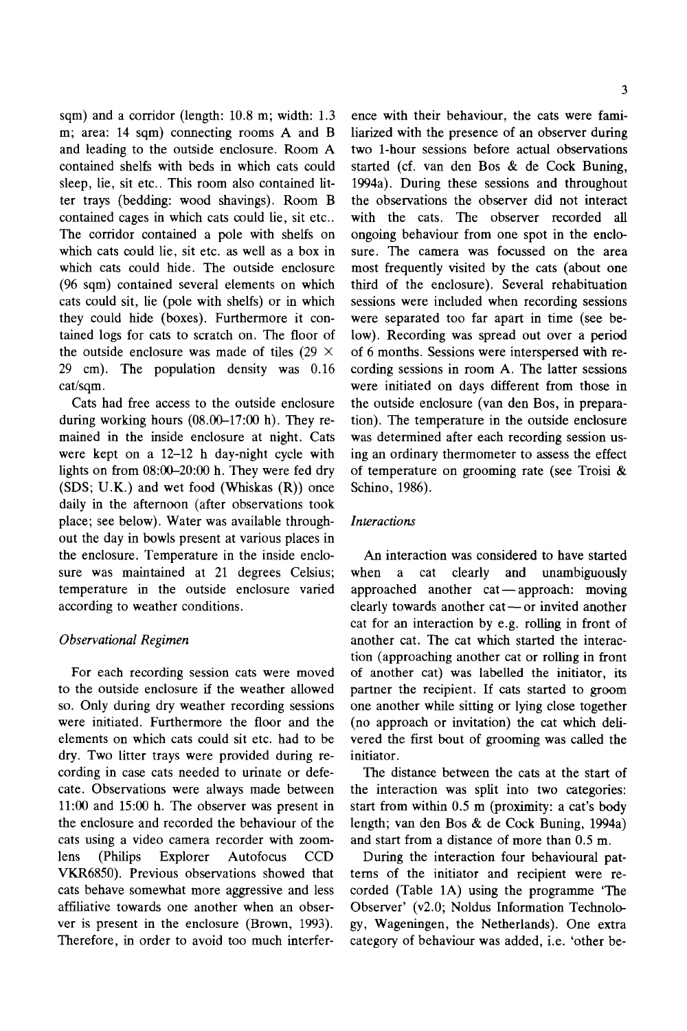sqm) and a corridor (length: 10.8 m; width: 1.3 m; area: 14 sqm) connecting rooms A and B and leading to the outside enclosure. Room A contained shelfs with beds in which cats could sleep, lie, sit etc.. This room also contained litter trays (bedding: wood shavings). Room B contained cages in which cats could lie, sit etc.. The corridor contained a pole with shelfs on which cats could lie, sit etc. as well as a box in which cats could hide. The outside enclosure (96 sqm) contained several elements on which cats could sit, lie (pole with shelfs) or in which they could hide (boxes). Furthermore it contained logs for cats to scratch on. The floor of the outside enclosure was made of tiles (29 × 29 cm). The population density was 0.16 cat/sqm.

Cats had free access to the outside enclosure during working hours (08.00–17:00 h). They remained in the inside enclosure at night. Cats were kept on a 12–12 h day-night cycle with lights on from 08:00–20:00 h. They were fed dry (SDS; U.K.) and wet food (Whiskas (R)) once daily in the afternoon (after observations took place; see below). Water was available throughout the day in bowls present at various places in the enclosure. Temperature in the inside enclosure was maintained at 21 degrees Celsius; temperature in the outside enclosure varied according to weather conditions.

### *Observational Regimen*

For each recording session cats were moved to the outside enclosure if the weather allowed so. Only during dry weather recording sessions were initiated. Furthermore the floor and the elements on which cats could sit etc. had to be dry. Two litter trays were provided during recording in case cats needed to urinate or defecate. Observations were always made between 11:00 and 15:00 h. The observer was present in the enclosure and recorded the behaviour of the cats using a video camera recorder with zoomlens (Philips Explorer Autofocus CCD VKR6850). Previous observations showed that cats behave somewhat more aggressive and less affiliative towards one another when an observer is present in the enclosure (Brown, 1993). Therefore, in order to avoid too much interference with their behaviour, the cats were familiarized with the presence of an observer during two 1-hour sessions before actual observations started (cf. van den Bos & de Cock Buning, 1994a). During these sessions and throughout the observations the observer did not interact with the cats. The observer recorded all ongoing behaviour from one spot in the enclosure. The camera was focussed on the area most frequently visited by the cats (about one third of the enclosure). Several rehabituation sessions were included when recording sessions were separated too far apart in time (see below). Recording was spread out over a period of 6 months. Sessions were interspersed with recording sessions in room A. The latter sessions were initiated on days different from those in the outside enclosure (van den Bos, in preparation). The temperature in the outside enclosure was determined after each recording session using an ordinary thermometer to assess the effect of temperature on grooming rate (see Troisi & Schino, 1986).

### *Interactions*

An interaction was considered to have started when a cat clearly and unambiguously approached another cat — approach: moving clearly towards another cat — or invited another cat for an interaction by e.g. rolling in front of another cat. The cat which started the interaction (approaching another cat or rolling in front of another cat) was labelled the initiator, its partner the recipient. If cats started to groom one another while sitting or lying close together (no approach or invitation) the cat which delivered the first bout of grooming was called the initiator.

The distance between the cats at the start of the interaction was split into two categories: start from within 0.5 m (proximity: a cat's body length; van den Bos & de Cock Buning, 1994a) and start from a distance of more than 0.5 m.

During the interaction four behavioural patterns of the initiator and recipient were recorded (Table 1A) using the programme 'The Observer' (v2.0; Noldus Information Technology, Wageningen, the Netherlands). One extra category of behaviour was added, i.e. 'other be-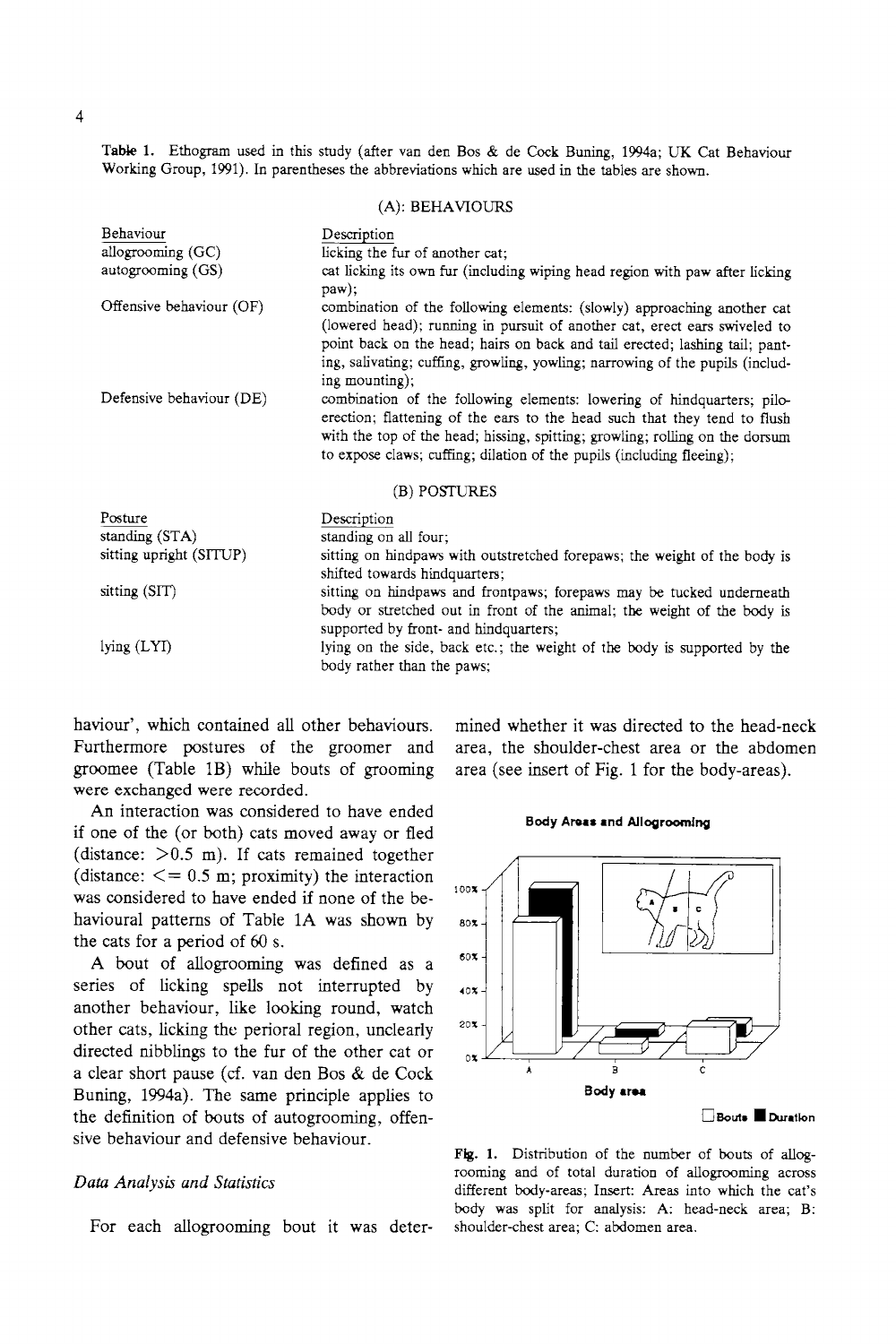Table 1. Ethogram used in this study (after van den Bos & de Cock Buning, 1994a; UK Cat Behaviour Working Group, 1991). In parentheses the abbreviations which are used in the tables are shown.

(A): BEHAVIOURS

| Behaviour | Description |
|---|---|
| allogrooming (GC) | licking the fur of another cat; |
| autogrooming (GS) | cat licking its own fur (including wiping head region with paw after licking paw); |
| Offensive behaviour (OF) | combination of the following elements: (slowly) approaching another cat (lowered head); running in pursuit of another cat, erect ears swiveled to point back on the head; hairs on back and tail erected; lashing tail; panting, salivating; cuffing, growling, yowling; narrowing of the pupils (including mounting); |
| Defensive behaviour (DE) | combination of the following elements: lowering of hindquarters; piloerection; flattening of the ears to the head such that they tend to flush with the top of the head; hissing, spitting; growling; rolling on the dorsum to expose claws; cuffing; dilation of the pupils (including fleeing); |

(B) POSTURES

| Posture | Description |
|---|---|
| standing (STA) | standing on all four; |
| sitting upright (SITUP) | sitting on hindpaws with outstretched forepaws; the weight of the body is shifted towards hindquarters; |
| sitting (SIT) | sitting on hindpaws and frontpaws; forepaws may be tucked underneath body or stretched out in front of the animal; the weight of the body is supported by front- and hindquarters; |
| lying (LYI) | lying on the side, back etc.; the weight of the body is supported by the body rather than the paws; |

haviour', which contained all other behaviours. Furthermore postures of the groomer and groomee (Table 1B) while bouts of grooming were exchanged were recorded.

An interaction was considered to have ended if one of the (or both) cats moved away or fled (distance: >0.5 m). If cats remained together (distance: <= 0.5 m; proximity) the interaction was considered to have ended if none of the behavioural patterns of Table 1A was shown by the cats for a period of 60 s.

A bout of allogrooming was defined as a series of licking spells not interrupted by another behaviour, like looking round, watch other cats, licking the perioral region, unclearly directed nibblings to the fur of the other cat or a clear short pause (cf. van den Bos & de Cock Buning, 1994a). The same principle applies to the definition of bouts of autogrooming, offensive behaviour and defensive behaviour.

*Data Analysis and Statistics*

For each allogrooming bout it was determined whether it was directed to the head-neck area, the shoulder-chest area or the abdomen area (see insert of Fig. 1 for the body-areas).

Fig. 1. Distribution of the number of bouts of allogrooming and of total duration of allogrooming across different body-areas; Insert: Areas into which the cat's body was split for analysis: A: head-neck area; B: shoulder-chest area; C: abdomen area.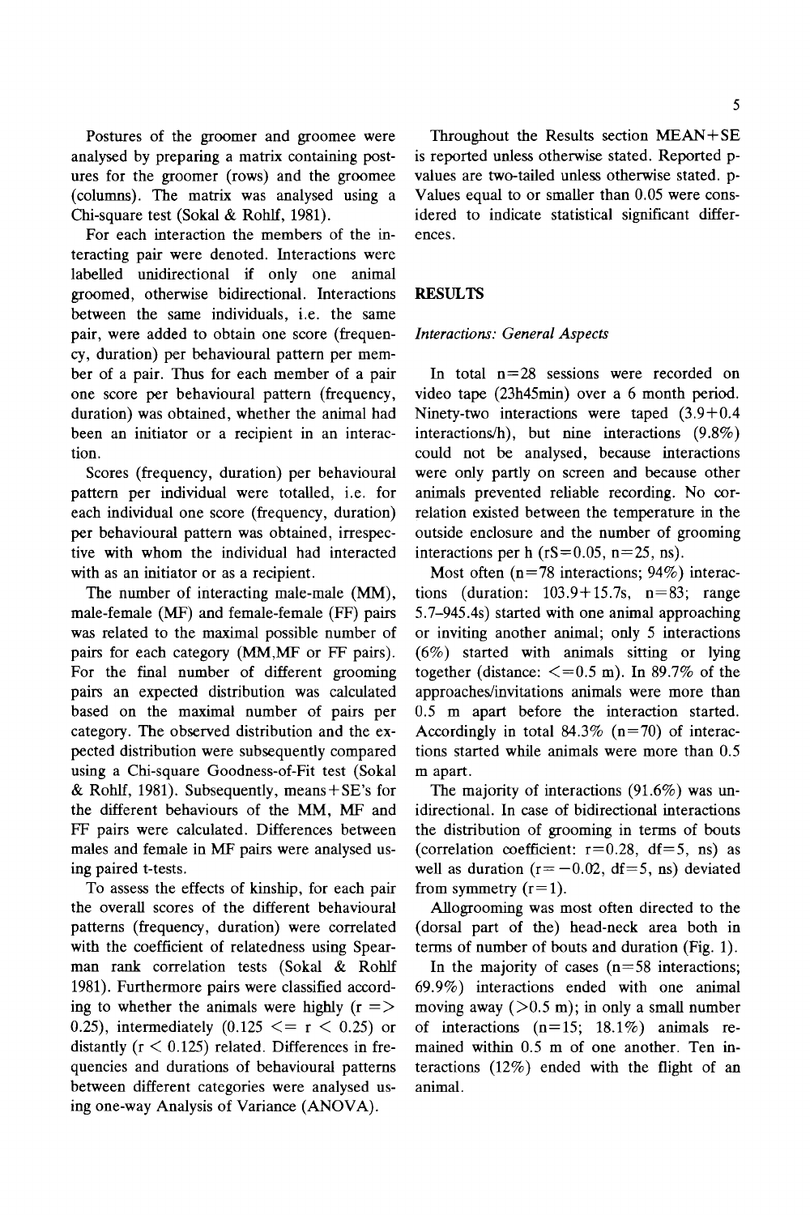Postures of the groomer and groomee were analysed by preparing a matrix containing postures for the groomer (rows) and the groomee (columns). The matrix was analysed using a Chi-square test (Sokal & Rohlf, 1981).

For each interaction the members of the interacting pair were denoted. Interactions were labelled unidirectional if only one animal groomed, otherwise bidirectional. Interactions between the same individuals, i.e. the same pair, were added to obtain one score (frequency, duration) per behavioural pattern per member of a pair. Thus for each member of a pair one score per behavioural pattern (frequency, duration) was obtained, whether the animal had been an initiator or a recipient in an interaction.

Scores (frequency, duration) per behavioural pattern per individual were totalled, i.e. for each individual one score (frequency, duration) per behavioural pattern was obtained, irrespective with whom the individual had interacted with as an initiator or as a recipient.

The number of interacting male-male (MM), male-female (MF) and female-female (FF) pairs was related to the maximal possible number of pairs for each category (MM,MF or FF pairs). For the final number of different grooming pairs an expected distribution was calculated based on the maximal number of pairs per category. The observed distribution and the expected distribution were subsequently compared using a Chi-square Goodness-of-Fit test (Sokal & Rohlf, 1981). Subsequently, means+SE's for the different behaviours of the MM, MF and FF pairs were calculated. Differences between males and female in MF pairs were analysed using paired t-tests.

To assess the effects of kinship, for each pair the overall scores of the different behavioural patterns (frequency, duration) were correlated with the coefficient of relatedness using Spearman rank correlation tests (Sokal & Rohlf 1981). Furthermore pairs were classified according to whether the animals were highly ($r \geq 0.25$), intermediately ($0.125 \leq r < 0.25$) or distantly ($r < 0.125$) related. Differences in frequencies and durations of behavioural patterns between different categories were analysed using one-way Analysis of Variance (ANOVA).

Throughout the Results section MEAN+SE is reported unless otherwise stated. Reported p-values are two-tailed unless otherwise stated. p-Values equal to or smaller than 0.05 were considered to indicate statistical significant differences.

## RESULTS

### *Interactions: General Aspects*

In total $n=28$ sessions were recorded on video tape (23h45min) over a 6 month period. Ninety-two interactions were taped (3.9+0.4 interactions/h), but nine interactions (9.8%) could not be analysed, because interactions were only partly on screen and because other animals prevented reliable recording. No correlation existed between the temperature in the outside enclosure and the number of grooming interactions per h ($r_S=0.05$, $n=25$, ns).

Most often ($n=78$ interactions; 94%) interactions (duration: 103.9+15.7s, $n=83$; range 5.7–945.4s) started with one animal approaching or inviting another animal; only 5 interactions (6%) started with animals sitting or lying together (distance: $\leq 0.5$ m). In 89.7% of the approaches/invitations animals were more than 0.5 m apart before the interaction started. Accordingly in total 84.3% ($n=70$) of interactions started while animals were more than 0.5 m apart.

The majority of interactions (91.6%) was unidirectional. In case of bidirectional interactions the distribution of grooming in terms of bouts (correlation coefficient: $r=0.28$, $df=5$, ns) as well as duration ($r=-0.02$, $df=5$, ns) deviated from symmetry ($r=1$).

Allogrooming was most often directed to the (dorsal part of the) head-neck area both in terms of number of bouts and duration (Fig. 1).

In the majority of cases ($n=58$ interactions; 69.9%) interactions ended with one animal moving away (>0.5 m); in only a small number of interactions ($n=15$; 18.1%) animals remained within 0.5 m of one another. Ten interactions (12%) ended with the flight of an animal.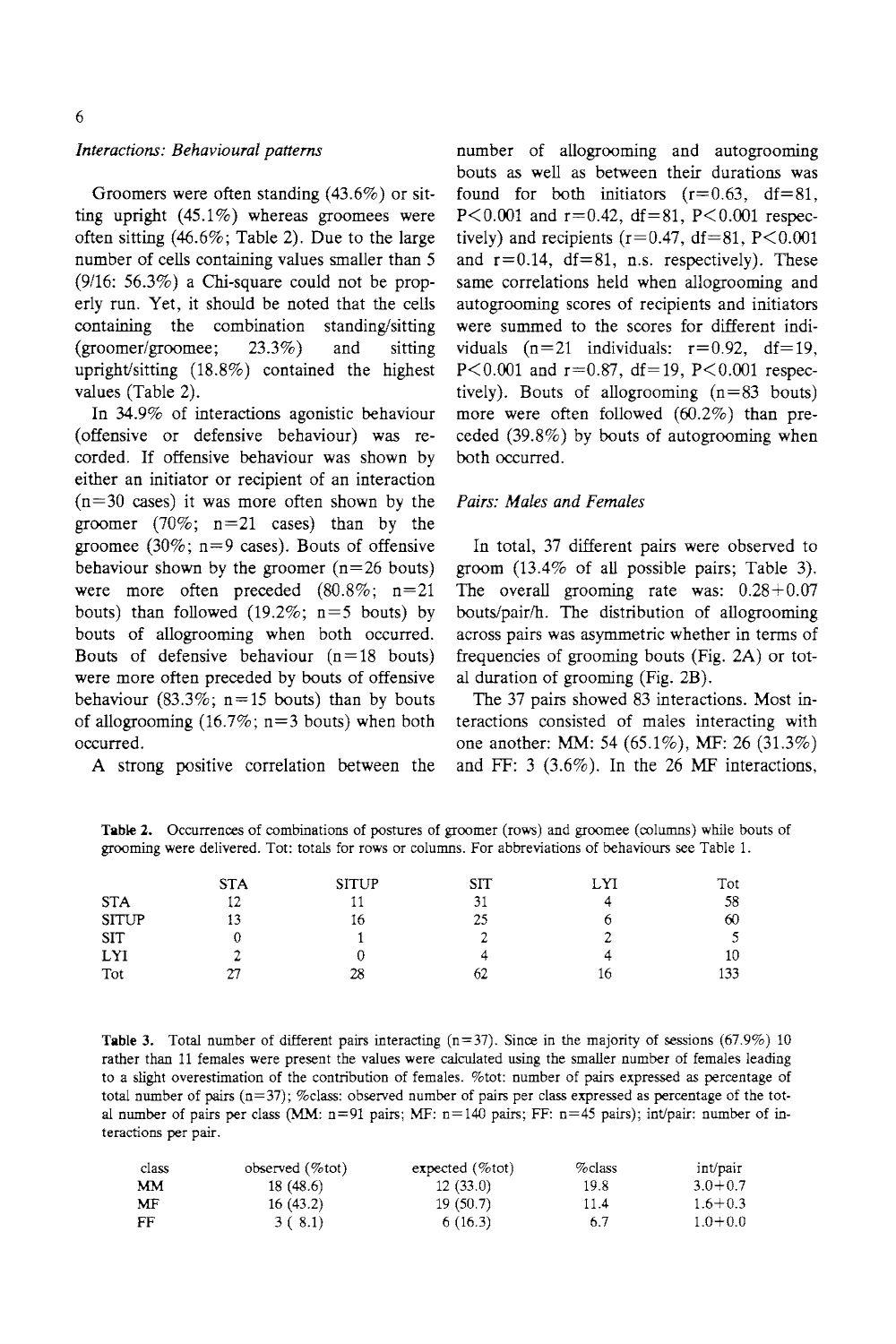### *Interactions: Behavioural patterns*

Groomers were often standing (43.6%) or sitting upright (45.1%) whereas groomees were often sitting (46.6%; Table 2). Due to the large number of cells containing values smaller than 5 (9/16: 56.3%) a Chi-square could not be properly run. Yet, it should be noted that the cells containing the combination standing/sitting (groomer/groomee; 23.3%) and sitting upright/sitting (18.8%) contained the highest values (Table 2).

In 34.9% of interactions agonistic behaviour (offensive or defensive behaviour) was recorded. If offensive behaviour was shown by either an initiator or recipient of an interaction ($n=30$ cases) it was more often shown by the groomer (70%; $n=21$ cases) than by the groomee (30%; $n=9$ cases). Bouts of offensive behaviour shown by the groomer ($n=26$ bouts) were more often preceded (80.8%; $n=21$ bouts) than followed (19.2%; $n=5$ bouts) by bouts of allogrooming when both occurred. Bouts of defensive behaviour ($n=18$ bouts) were more often preceded by bouts of offensive behaviour (83.3%; $n=15$ bouts) than by bouts of allogrooming (16.7%; $n=3$ bouts) when both occurred.

A strong positive correlation between the number of allogrooming and autogrooming bouts as well as between their durations was found for both initiators ($r=0.63$, $df=81$, $P<0.001$ and $r=0.42$, $df=81$, $P<0.001$ respectively) and recipients ($r=0.47$, $df=81$, $P<0.001$ and $r=0.14$, $df=81$, n.s. respectively). These same correlations held when allogrooming and autogrooming scores of recipients and initiators were summed to the scores for different individuals ($n=21$ individuals: $r=0.92$, $df=19$, $P<0.001$ and $r=0.87$, $df=19$, $P<0.001$ respectively). Bouts of allogrooming ($n=83$ bouts) more were often followed (60.2%) than preceded (39.8%) by bouts of autogrooming when both occurred.

### *Pairs: Males and Females*

In total, 37 different pairs were observed to groom (13.4% of all possible pairs; Table 3). The overall grooming rate was: $0.28+0.07$ bouts/pair/h. The distribution of allogrooming across pairs was asymmetric whether in terms of frequencies of grooming bouts (Fig. 2A) or total duration of grooming (Fig. 2B).

The 37 pairs showed 83 interactions. Most interactions consisted of males interacting with one another: MM: 54 (65.1%), MF: 26 (31.3%) and FF: 3 (3.6%). In the 26 MF interactions,

**Table 2.** Occurrences of combinations of postures of groomer (rows) and groomee (columns) while bouts of grooming were delivered. Tot: totals for rows or columns. For abbreviations of behaviours see Table 1.

| | STA | SITUP | SIT | LYI | Tot |
|---|---|---|---|---|---|
| STA | 12 | 11 | 31 | 4 | 58 |
| SITUP | 13 | 16 | 25 | 6 | 60 |
| SIT | 0 | 1 | 2 | 2 | 5 |
| LYI | 2 | 0 | 4 | 4 | 10 |
| Tot | 27 | 28 | 62 | 16 | 133 |

**Table 3.** Total number of different pairs interacting ($n=37$). Since in the majority of sessions (67.9%) 10 rather than 11 females were present the values were calculated using the smaller number of females leading to a slight overestimation of the contribution of females. %tot: number of pairs expressed as percentage of total number of pairs ($n=37$); %class: observed number of pairs per class expressed as percentage of the total number of pairs per class (MM: $n=91$ pairs; MF: $n=140$ pairs; FF: $n=45$ pairs); int/pair: number of interactions per pair.

| class | observed (%tot) | expected (%tot) | %class | int/pair |
|---|---|---|---|---|
| MM | 18 (48.6) | 12 (33.0) | 19.8 | $3.0+0.7$ |
| MF | 16 (43.2) | 19 (50.7) | 11.4 | $1.6+0.3$ |
| FF | 3 ( 8.1) | 6 (16.3) | 6.7 | $1.0+0.0$ |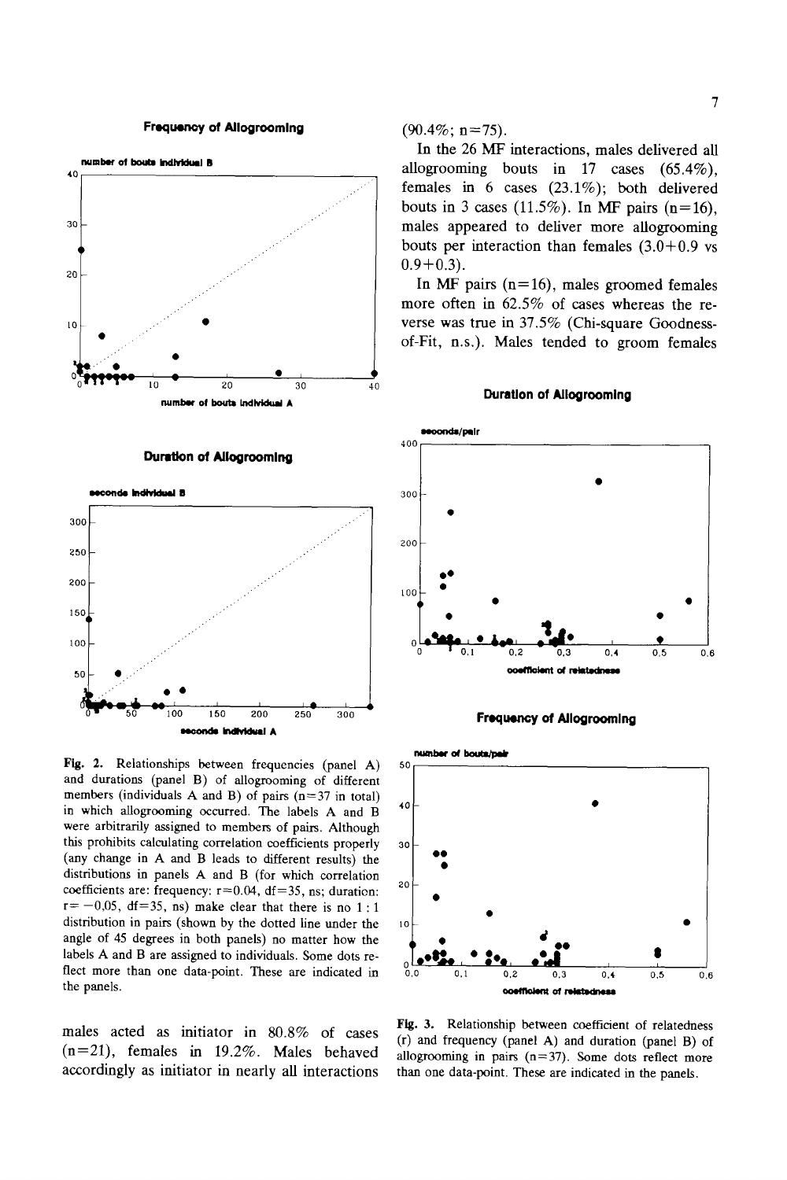(90.4%; n=75).

In the 26 MF interactions, males delivered all allogrooming bouts in 17 cases (65.4%), females in 6 cases (23.1%); both delivered bouts in 3 cases (11.5%). In MF pairs (n=16), males appeared to deliver more allogrooming bouts per interaction than females (3.0+0.9 vs 0.9+0.3).

In MF pairs (n=16), males groomed females more often in 62.5% of cases whereas the reverse was true in 37.5% (Chi-square Goodness-of-Fit, n.s.). Males tended to groom females

**Fig. 2.** Relationships between frequencies (panel A) and durations (panel B) of allogrooming of different members (individuals A and B) of pairs (n=37 in total) in which allogrooming occurred. The labels A and B were arbitrarily assigned to members of pairs. Although this prohibits calculating correlation coefficients properly (any change in A and B leads to different results) the distributions in panels A and B (for which correlation coefficients are: frequency: r=0.04, df=35, ns; duration: r= −0,05, df=35, ns) make clear that there is no 1 : 1 distribution in pairs (shown by the dotted line under the angle of 45 degrees in both panels) no matter how the labels A and B are assigned to individuals. Some dots reflect more than one data-point. These are indicated in the panels.

males acted as initiator in 80.8% of cases (n=21), females in 19.2%. Males behaved accordingly as initiator in nearly all interactions

**Fig. 3.** Relationship between coefficient of relatedness (r) and frequency (panel A) and duration (panel B) of allogrooming in pairs (n=37). Some dots reflect more than one data-point. These are indicated in the panels.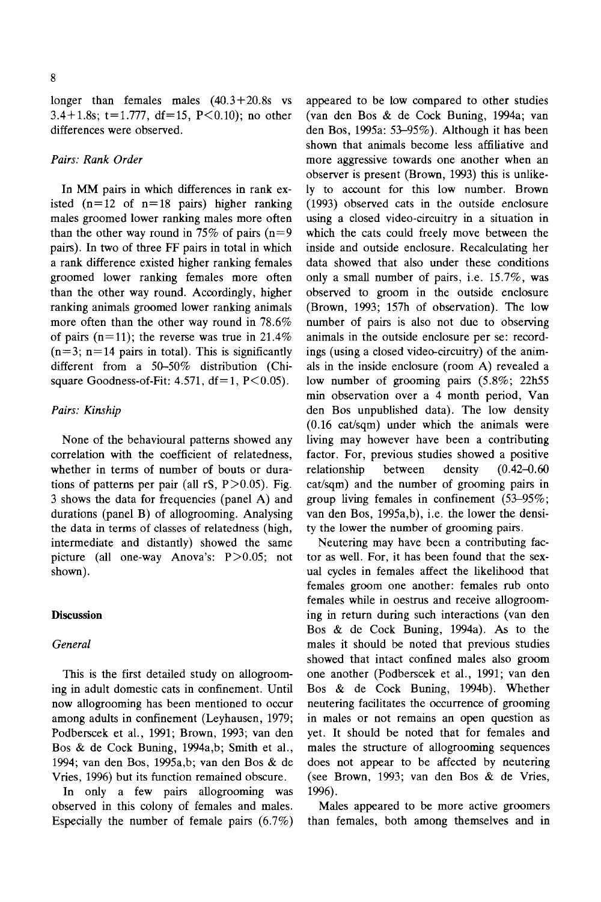longer than females males ($40.3+20.8$s vs $3.4+1.8$s; $t=1.777$, $df=15$, $P<0.10$); no other differences were observed.

### *Pairs: Rank Order*

In MM pairs in which differences in rank existed ($n=12$ of $n=18$ pairs) higher ranking males groomed lower ranking males more often than the other way round in 75% of pairs ($n=9$ pairs). In two of three FF pairs in total in which a rank difference existed higher ranking females groomed lower ranking females more often than the other way round. Accordingly, higher ranking animals groomed lower ranking animals more often than the other way round in 78.6% of pairs ($n=11$); the reverse was true in 21.4% ($n=3$; $n=14$ pairs in total). This is significantly different from a 50–50% distribution (Chi-square Goodness-of-Fit: 4.571, $df=1$, $P<0.05$).

### *Pairs: Kinship*

None of the behavioural patterns showed any correlation with the coefficient of relatedness, whether in terms of number of bouts or durations of patterns per pair (all rS, $P>0.05$). Fig. 3 shows the data for frequencies (panel A) and durations (panel B) of allogrooming. Analysing the data in terms of classes of relatedness (high, intermediate and distantly) showed the same picture (all one-way Anova's: $P>0.05$; not shown).

## Discussion

### *General*

This is the first detailed study on allogrooming in adult domestic cats in confinement. Until now allogrooming has been mentioned to occur among adults in confinement (Leyhausen, 1979; Podberscek et al., 1991; Brown, 1993; van den Bos & de Cock Buning, 1994a,b; Smith et al., 1994; van den Bos, 1995a,b; van den Bos & de Vries, 1996) but its function remained obscure.

In only a few pairs allogrooming was observed in this colony of females and males. Especially the number of female pairs (6.7%) appeared to be low compared to other studies (van den Bos & de Cock Buning, 1994a; van den Bos, 1995a: 53–95%). Although it has been shown that animals become less affiliative and more aggressive towards one another when an observer is present (Brown, 1993) this is unlikely to account for this low number. Brown (1993) observed cats in the outside enclosure using a closed video-circuitry in a situation in which the cats could freely move between the inside and outside enclosure. Recalculating her data showed that also under these conditions only a small number of pairs, i.e. 15.7%, was observed to groom in the outside enclosure (Brown, 1993; 157h of observation). The low number of pairs is also not due to observing animals in the outside enclosure per se: recordings (using a closed video-circuitry) of the animals in the inside enclosure (room A) revealed a low number of grooming pairs (5.8%; 22h55 min observation over a 4 month period, Van den Bos unpublished data). The low density (0.16 cat/sqm) under which the animals were living may however have been a contributing factor. For, previous studies showed a positive relationship between density (0.42–0.60 cat/sqm) and the number of grooming pairs in group living females in confinement (53–95%; van den Bos, 1995a,b), i.e. the lower the density the lower the number of grooming pairs.

Neutering may have been a contributing factor as well. For, it has been found that the sexual cycles in females affect the likelihood that females groom one another: females rub onto females while in oestrus and receive allogrooming in return during such interactions (van den Bos & de Cock Buning, 1994a). As to the males it should be noted that previous studies showed that intact confined males also groom one another (Podberscek et al., 1991; van den Bos & de Cock Buning, 1994b). Whether neutering facilitates the occurrence of grooming in males or not remains an open question as yet. It should be noted that for females and males the structure of allogrooming sequences does not appear to be affected by neutering (see Brown, 1993; van den Bos & de Vries, 1996).

Males appeared to be more active groomers than females, both among themselves and in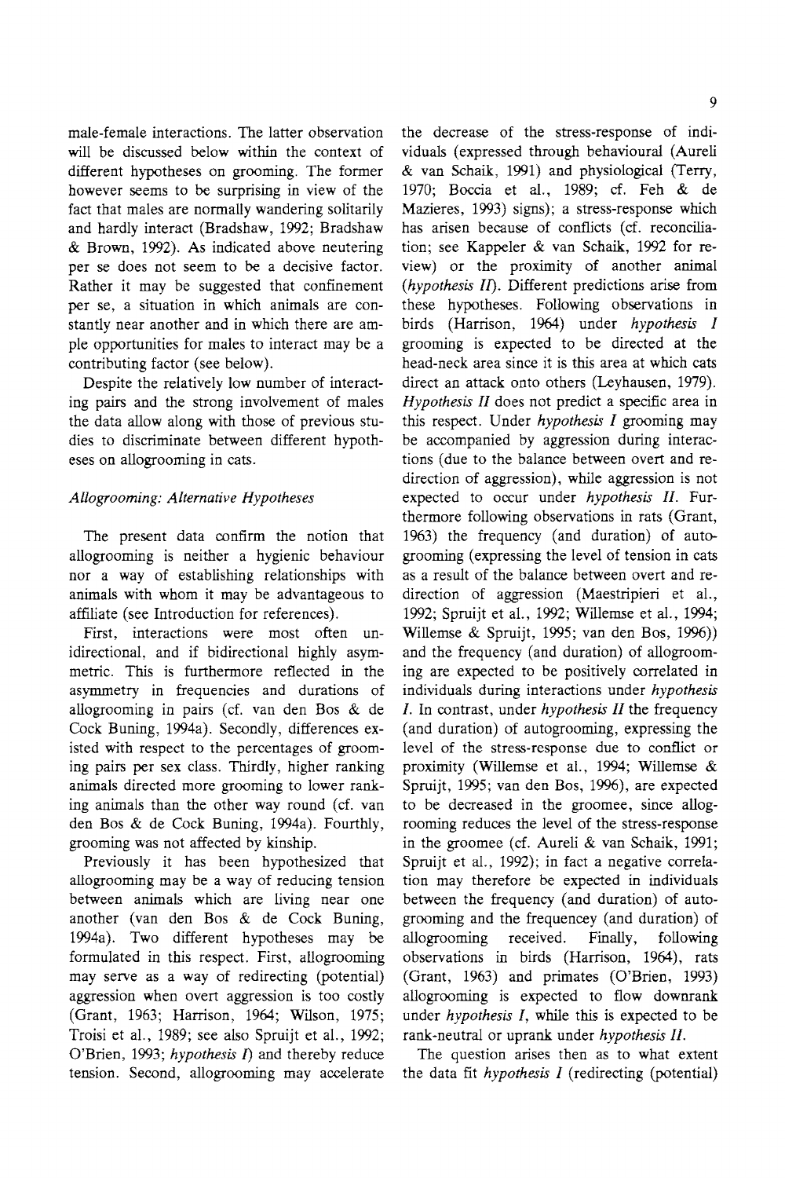male-female interactions. The latter observation will be discussed below within the context of different hypotheses on grooming. The former however seems to be surprising in view of the fact that males are normally wandering solitarily and hardly interact (Bradshaw, 1992; Bradshaw & Brown, 1992). As indicated above neutering per se does not seem to be a decisive factor. Rather it may be suggested that confinement per se, a situation in which animals are constantly near another and in which there are ample opportunities for males to interact may be a contributing factor (see below).

Despite the relatively low number of interacting pairs and the strong involvement of males the data allow along with those of previous studies to discriminate between different hypotheses on allogrooming in cats.

### *Allogrooming: Alternative Hypotheses*

The present data confirm the notion that allogrooming is neither a hygienic behaviour nor a way of establishing relationships with animals with whom it may be advantageous to affiliate (see Introduction for references).

First, interactions were most often unidirectional, and if bidirectional highly asymmetric. This is furthermore reflected in the asymmetry in frequencies and durations of allogrooming in pairs (cf. van den Bos & de Cock Buning, 1994a). Secondly, differences existed with respect to the percentages of grooming pairs per sex class. Thirdly, higher ranking animals directed more grooming to lower ranking animals than the other way round (cf. van den Bos & de Cock Buning, 1994a). Fourthly, grooming was not affected by kinship.

Previously it has been hypothesized that allogrooming may be a way of reducing tension between animals which are living near one another (van den Bos & de Cock Buning, 1994a). Two different hypotheses may be formulated in this respect. First, allogrooming may serve as a way of redirecting (potential) aggression when overt aggression is too costly (Grant, 1963; Harrison, 1964; Wilson, 1975; Troisi et al., 1989; see also Spruijt et al., 1992; O'Brien, 1993; *hypothesis I*) and thereby reduce tension. Second, allogrooming may accelerate the decrease of the stress-response of individuals (expressed through behavioural (Aureli & van Schaik, 1991) and physiological (Terry, 1970; Boccia et al., 1989; cf. Feh & de Mazieres, 1993) signs); a stress-response which has arisen because of conflicts (cf. reconciliation; see Kappeler & van Schaik, 1992 for review) or the proximity of another animal (*hypothesis II*). Different predictions arise from these hypotheses. Following observations in birds (Harrison, 1964) under *hypothesis I* grooming is expected to be directed at the head-neck area since it is this area at which cats direct an attack onto others (Leyhausen, 1979). *Hypothesis II* does not predict a specific area in this respect. Under *hypothesis I* grooming may be accompanied by aggression during interactions (due to the balance between overt and redirection of aggression), while aggression is not expected to occur under *hypothesis II*. Furthermore following observations in rats (Grant, 1963) the frequency (and duration) of autogrooming (expressing the level of tension in cats as a result of the balance between overt and redirection of aggression (Maestripieri et al., 1992; Spruijt et al., 1992; Willemse et al., 1994; Willemse & Spruijt, 1995; van den Bos, 1996)) and the frequency (and duration) of allogrooming are expected to be positively correlated in individuals during interactions under *hypothesis I*. In contrast, under *hypothesis II* the frequency (and duration) of autogrooming, expressing the level of the stress-response due to conflict or proximity (Willemse et al., 1994; Willemse & Spruijt, 1995; van den Bos, 1996), are expected to be decreased in the groomee, since allogrooming reduces the level of the stress-response in the groomee (cf. Aureli & van Schaik, 1991; Spruijt et al., 1992); in fact a negative correlation may therefore be expected in individuals between the frequency (and duration) of autogrooming and the frequencey (and duration) of allogrooming received. Finally, following observations in birds (Harrison, 1964), rats (Grant, 1963) and primates (O'Brien, 1993) allogrooming is expected to flow downrank under *hypothesis I*, while this is expected to be rank-neutral or uprank under *hypothesis II*.

The question arises then as to what extent the data fit *hypothesis I* (redirecting (potential)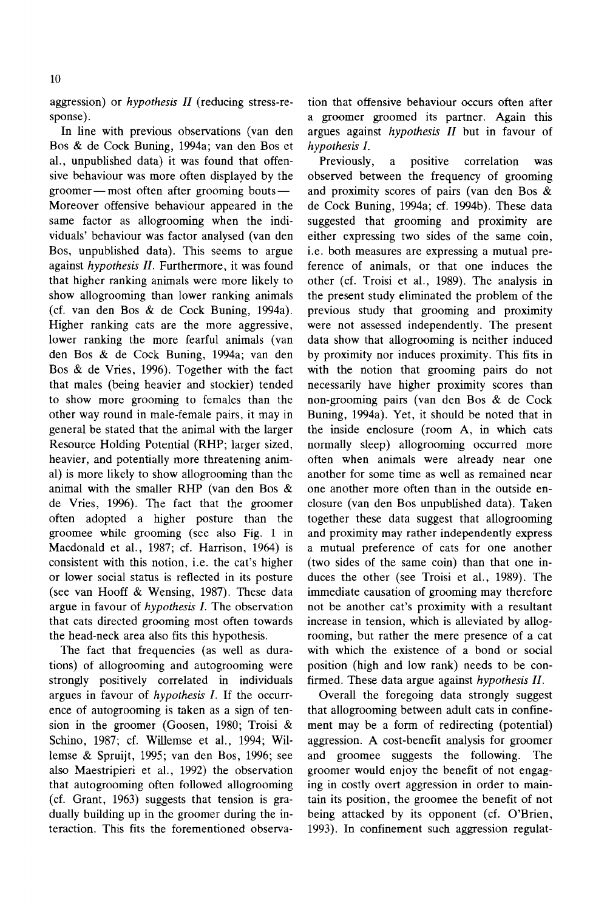aggression) or *hypothesis II* (reducing stress-response).

In line with previous observations (van den Bos & de Cock Buning, 1994a; van den Bos et al., unpublished data) it was found that offensive behaviour was more often displayed by the groomer — most often after grooming bouts — Moreover offensive behaviour appeared in the same factor as allogrooming when the individuals' behaviour was factor analysed (van den Bos, unpublished data). This seems to argue against *hypothesis II*. Furthermore, it was found that higher ranking animals were more likely to show allogrooming than lower ranking animals (cf. van den Bos & de Cock Buning, 1994a). Higher ranking cats are the more aggressive, lower ranking the more fearful animals (van den Bos & de Cock Buning, 1994a; van den Bos & de Vries, 1996). Together with the fact that males (being heavier and stockier) tended to show more grooming to females than the other way round in male-female pairs, it may in general be stated that the animal with the larger Resource Holding Potential (RHP; larger sized, heavier, and potentially more threatening animal) is more likely to show allogrooming than the animal with the smaller RHP (van den Bos & de Vries, 1996). The fact that the groomer often adopted a higher posture than the groomee while grooming (see also Fig. 1 in Macdonald et al., 1987; cf. Harrison, 1964) is consistent with this notion, i.e. the cat's higher or lower social status is reflected in its posture (see van Hooff & Wensing, 1987). These data argue in favour of *hypothesis I*. The observation that cats directed grooming most often towards the head-neck area also fits this hypothesis.

The fact that frequencies (as well as durations) of allogrooming and autogrooming were strongly positively correlated in individuals argues in favour of *hypothesis I*. If the occurrence of autogrooming is taken as a sign of tension in the groomer (Goosen, 1980; Troisi & Schino, 1987; cf. Willemse et al., 1994; Willemse & Spruijt, 1995; van den Bos, 1996; see also Maestripieri et al., 1992) the observation that autogrooming often followed allogrooming (cf. Grant, 1963) suggests that tension is gradually building up in the groomer during the interaction. This fits the forementioned observation that offensive behaviour occurs often after a groomer groomed its partner. Again this argues against *hypothesis II* but in favour of *hypothesis I*.

Previously, a positive correlation was observed between the frequency of grooming and proximity scores of pairs (van den Bos & de Cock Buning, 1994a; cf. 1994b). These data suggested that grooming and proximity are either expressing two sides of the same coin, i.e. both measures are expressing a mutual preference of animals, or that one induces the other (cf. Troisi et al., 1989). The analysis in the present study eliminated the problem of the previous study that grooming and proximity were not assessed independently. The present data show that allogrooming is neither induced by proximity nor induces proximity. This fits in with the notion that grooming pairs do not necessarily have higher proximity scores than non-grooming pairs (van den Bos & de Cock Buning, 1994a). Yet, it should be noted that in the inside enclosure (room A, in which cats normally sleep) allogrooming occurred more often when animals were already near one another for some time as well as remained near one another more often than in the outside enclosure (van den Bos unpublished data). Taken together these data suggest that allogrooming and proximity may rather independently express a mutual preference of cats for one another (two sides of the same coin) than that one induces the other (see Troisi et al., 1989). The immediate causation of grooming may therefore not be another cat's proximity with a resultant increase in tension, which is alleviated by allogrooming, but rather the mere presence of a cat with which the existence of a bond or social position (high and low rank) needs to be confirmed. These data argue against *hypothesis II*.

Overall the foregoing data strongly suggest that allogrooming between adult cats in confinement may be a form of redirecting (potential) aggression. A cost-benefit analysis for groomer and groomee suggests the following. The groomer would enjoy the benefit of not engaging in costly overt aggression in order to maintain its position, the groomee the benefit of not being attacked by its opponent (cf. O'Brien, 1993). In confinement such aggression regulat-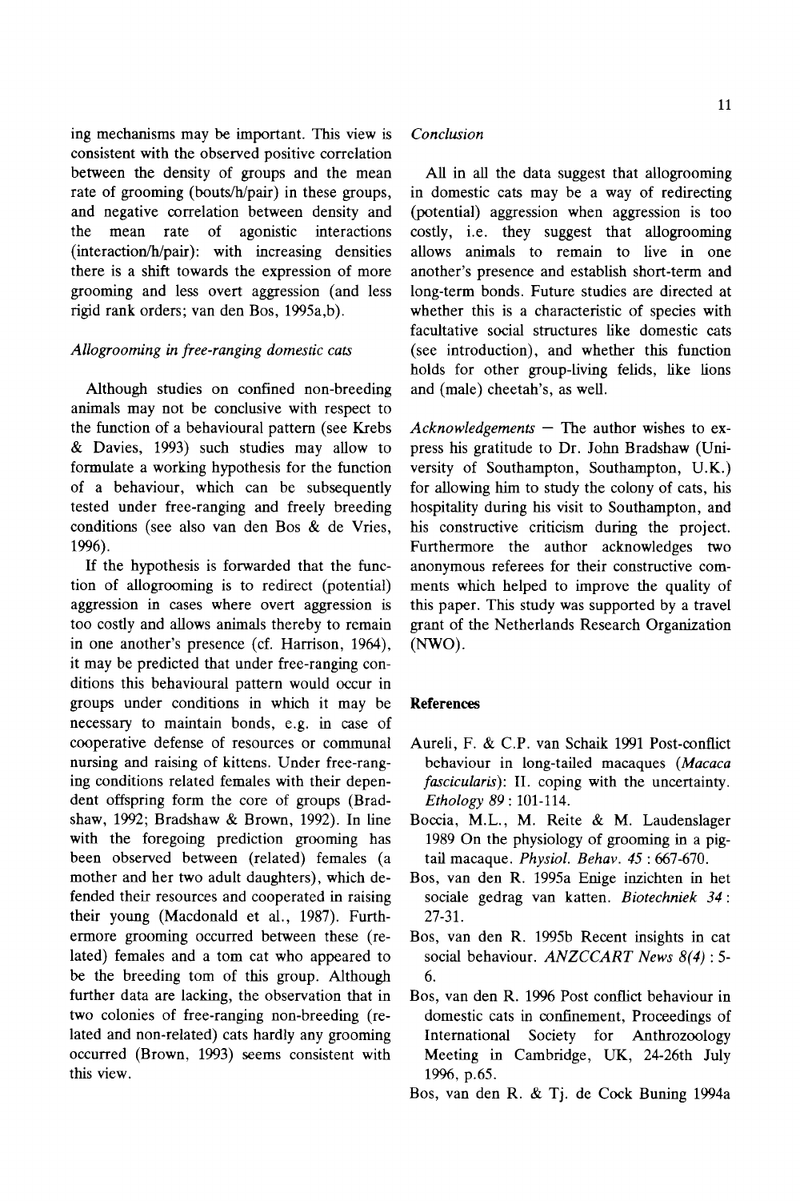ing mechanisms may be important. This view is consistent with the observed positive correlation between the density of groups and the mean rate of grooming (bouts/h/pair) in these groups, and negative correlation between density and the mean rate of agonistic interactions (interaction/h/pair): with increasing densities there is a shift towards the expression of more grooming and less overt aggression (and less rigid rank orders; van den Bos, 1995a,b).

*Allogrooming in free-ranging domestic cats*

Although studies on confined non-breeding animals may not be conclusive with respect to the function of a behavioural pattern (see Krebs & Davies, 1993) such studies may allow to formulate a working hypothesis for the function of a behaviour, which can be subsequently tested under free-ranging and freely breeding conditions (see also van den Bos & de Vries, 1996).

If the hypothesis is forwarded that the function of allogrooming is to redirect (potential) aggression in cases where overt aggression is too costly and allows animals thereby to remain in one another's presence (cf. Harrison, 1964), it may be predicted that under free-ranging conditions this behavioural pattern would occur in groups under conditions in which it may be necessary to maintain bonds, e.g. in case of cooperative defense of resources or communal nursing and raising of kittens. Under free-ranging conditions related females with their dependent offspring form the core of groups (Bradshaw, 1992; Bradshaw & Brown, 1992). In line with the foregoing prediction grooming has been observed between (related) females (a mother and her two adult daughters), which defended their resources and cooperated in raising their young (Macdonald et al., 1987). Furthermore grooming occurred between these (related) females and a tom cat who appeared to be the breeding tom of this group. Although further data are lacking, the observation that in two colonies of free-ranging non-breeding (related and non-related) cats hardly any grooming occurred (Brown, 1993) seems consistent with this view.

*Conclusion*

All in all the data suggest that allogrooming in domestic cats may be a way of redirecting (potential) aggression when aggression is too costly, i.e. they suggest that allogrooming allows animals to remain to live in one another's presence and establish short-term and long-term bonds. Future studies are directed at whether this is a characteristic of species with facultative social structures like domestic cats (see introduction), and whether this function holds for other group-living felids, like lions and (male) cheetah's, as well.

*Acknowledgements* — The author wishes to express his gratitude to Dr. John Bradshaw (University of Southampton, Southampton, U.K.) for allowing him to study the colony of cats, his hospitality during his visit to Southampton, and his constructive criticism during the project. Furthermore the author acknowledges two anonymous referees for their constructive comments which helped to improve the quality of this paper. This study was supported by a travel grant of the Netherlands Research Organization (NWO).

## References

Aureli, F. & C.P. van Schaik 1991 Post-conflict behaviour in long-tailed macaques (*Macaca fascicularis*): II. coping with the uncertainty. *Ethology 89* : 101-114.

Boccia, M.L., M. Reite & M. Laudenslager 1989 On the physiology of grooming in a pig-tail macaque. *Physiol. Behav. 45* : 667-670.

Bos, van den R. 1995a Enige inzichten in het sociale gedrag van katten. *Biotechniek 34* : 27-31.

Bos, van den R. 1995b Recent insights in cat social behaviour. *ANZCCART News 8(4)* : 5-6.

Bos, van den R. 1996 Post conflict behaviour in domestic cats in confinement, Proceedings of International Society for Anthrozoology Meeting in Cambridge, UK, 24-26th July 1996, p.65.

Bos, van den R. & Tj. de Cock Buning 1994a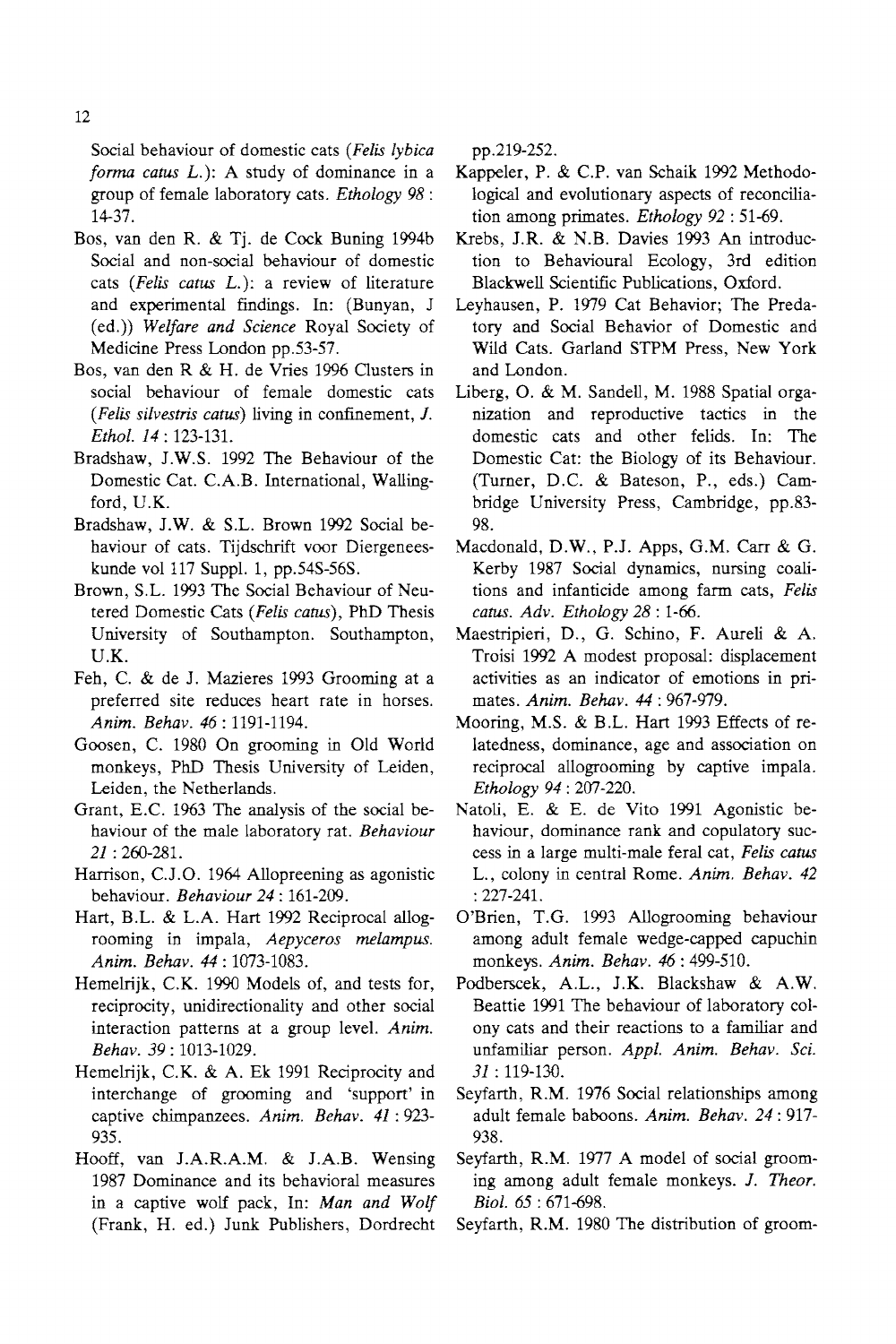Social behaviour of domestic cats (*Felis lybica forma catus L.*): A study of dominance in a group of female laboratory cats. *Ethology 98* : 14-37.

Bos, van den R. & Tj. de Cock Buning 1994b Social and non-social behaviour of domestic cats (*Felis catus L.*): a review of literature and experimental findings. In: (Bunyan, J (ed.)) *Welfare and Science* Royal Society of Medicine Press London pp.53-57.

Bos, van den R & H. de Vries 1996 Clusters in social behaviour of female domestic cats (*Felis silvestris catus*) living in confinement, *J. Ethol. 14* : 123-131.

Bradshaw, J.W.S. 1992 The Behaviour of the Domestic Cat. C.A.B. International, Wallingford, U.K.

Bradshaw, J.W. & S.L. Brown 1992 Social behaviour of cats. Tijdschrift voor Diergeneeskunde vol 117 Suppl. 1, pp.54S-56S.

Brown, S.L. 1993 The Social Behaviour of Neutered Domestic Cats (*Felis catus*), PhD Thesis University of Southampton. Southampton, U.K.

Feh, C. & de J. Mazieres 1993 Grooming at a preferred site reduces heart rate in horses. *Anim. Behav. 46* : 1191-1194.

Goosen, C. 1980 On grooming in Old World monkeys, PhD Thesis University of Leiden, Leiden, the Netherlands.

Grant, E.C. 1963 The analysis of the social behaviour of the male laboratory rat. *Behaviour 21* : 260-281.

Harrison, C.J.O. 1964 Allopreening as agonistic behaviour. *Behaviour 24* : 161-209.

Hart, B.L. & L.A. Hart 1992 Reciprocal allogrooming in impala, *Aepyceros melampus. Anim. Behav. 44* : 1073-1083.

Hemelrijk, C.K. 1990 Models of, and tests for, reciprocity, unidirectionality and other social interaction patterns at a group level. *Anim. Behav. 39* : 1013-1029.

Hemelrijk, C.K. & A. Ek 1991 Reciprocity and interchange of grooming and 'support' in captive chimpanzees. *Anim. Behav. 41* : 923-935.

Hooff, van J.A.R.A.M. & J.A.B. Wensing 1987 Dominance and its behavioral measures in a captive wolf pack, In: *Man and Wolf* (Frank, H. ed.) Junk Publishers, Dordrecht pp.219-252.

Kappeler, P. & C.P. van Schaik 1992 Methodological and evolutionary aspects of reconciliation among primates. *Ethology 92* : 51-69.

Krebs, J.R. & N.B. Davies 1993 An introduction to Behavioural Ecology, 3rd edition Blackwell Scientific Publications, Oxford.

Leyhausen, P. 1979 Cat Behavior; The Predatory and Social Behavior of Domestic and Wild Cats. Garland STPM Press, New York and London.

Liberg, O. & M. Sandell, M. 1988 Spatial organization and reproductive tactics in the domestic cats and other felids. In: The Domestic Cat: the Biology of its Behaviour. (Turner, D.C. & Bateson, P., eds.) Cambridge University Press, Cambridge, pp.83-98.

Macdonald, D.W., P.J. Apps, G.M. Carr & G. Kerby 1987 Social dynamics, nursing coalitions and infanticide among farm cats, *Felis catus. Adv. Ethology 28* : 1-66.

Maestripieri, D., G. Schino, F. Aureli & A. Troisi 1992 A modest proposal: displacement activities as an indicator of emotions in primates. *Anim. Behav. 44* : 967-979.

Mooring, M.S. & B.L. Hart 1993 Effects of relatedness, dominance, age and association on reciprocal allogrooming by captive impala. *Ethology 94* : 207-220.

Natoli, E. & E. de Vito 1991 Agonistic behaviour, dominance rank and copulatory success in a large multi-male feral cat, *Felis catus* L., colony in central Rome. *Anim. Behav. 42* : 227-241.

O'Brien, T.G. 1993 Allogrooming behaviour among adult female wedge-capped capuchin monkeys. *Anim. Behav. 46* : 499-510.

Podberscek, A.L., J.K. Blackshaw & A.W. Beattie 1991 The behaviour of laboratory colony cats and their reactions to a familiar and unfamiliar person. *Appl. Anim. Behav. Sci. 31* : 119-130.

Seyfarth, R.M. 1976 Social relationships among adult female baboons. *Anim. Behav. 24* : 917-938.

Seyfarth, R.M. 1977 A model of social grooming among adult female monkeys. *J. Theor. Biol. 65* : 671-698.

Seyfarth, R.M. 1980 The distribution of groom-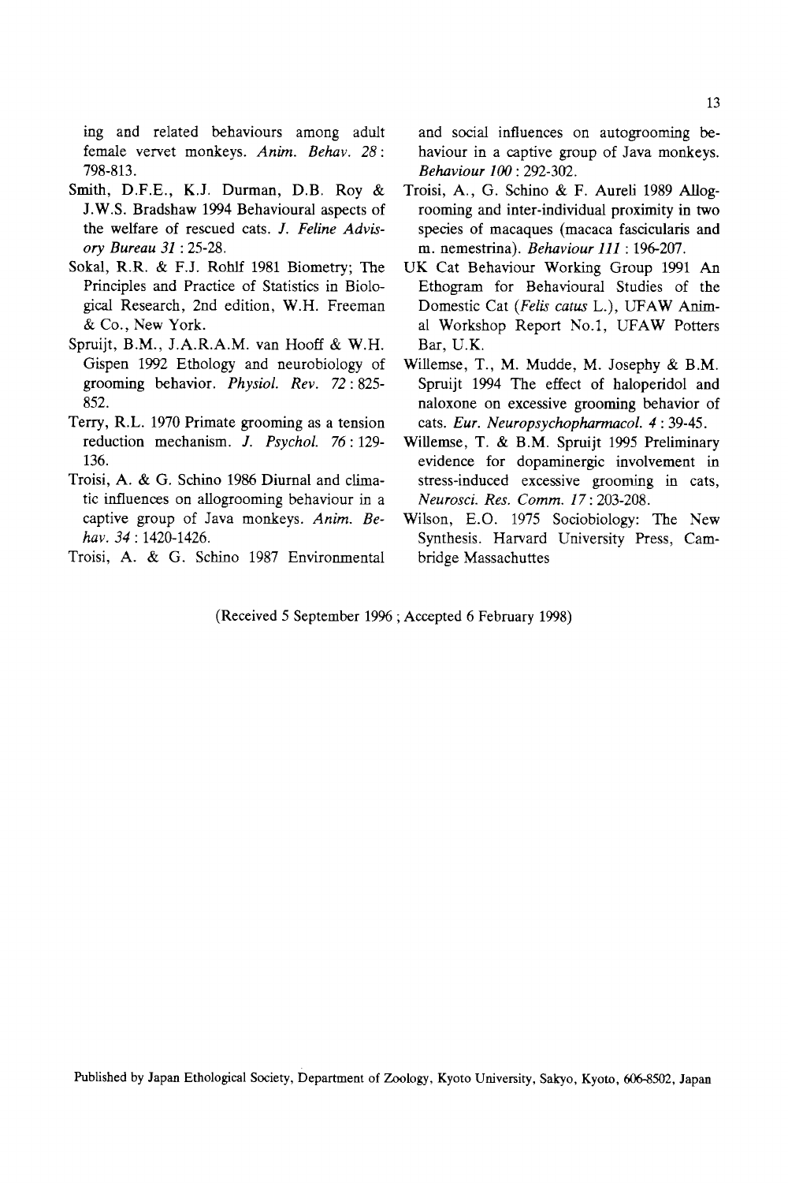ing and related behaviours among adult female vervet monkeys. *Anim. Behav. 28*: 798-813.

Smith, D.F.E., K.J. Durman, D.B. Roy & J.W.S. Bradshaw 1994 Behavioural aspects of the welfare of rescued cats. *J. Feline Advisory Bureau 31* : 25-28.

Sokal, R.R. & F.J. Rohlf 1981 Biometry; The Principles and Practice of Statistics in Biological Research, 2nd edition, W.H. Freeman & Co., New York.

Spruijt, B.M., J.A.R.A.M. van Hooff & W.H. Gispen 1992 Ethology and neurobiology of grooming behavior. *Physiol. Rev. 72* : 825-852.

Terry, R.L. 1970 Primate grooming as a tension reduction mechanism. *J. Psychol. 76* : 129-136.

Troisi, A. & G. Schino 1986 Diurnal and climatic influences on allogrooming behaviour in a captive group of Java monkeys. *Anim. Behav. 34* : 1420-1426.

Troisi, A. & G. Schino 1987 Environmental and social influences on autogrooming behaviour in a captive group of Java monkeys. *Behaviour 100* : 292-302.

Troisi, A., G. Schino & F. Aureli 1989 Allogrooming and inter-individual proximity in two species of macaques (macaca fascicularis and m. nemestrina). *Behaviour 111* : 196-207.

UK Cat Behaviour Working Group 1991 An Ethogram for Behavioural Studies of the Domestic Cat (*Felis catus* L.), UFAW Animal Workshop Report No.1, UFAW Potters Bar, U.K.

Willemse, T., M. Mudde, M. Josephy & B.M. Spruijt 1994 The effect of haloperidol and naloxone on excessive grooming behavior of cats. *Eur. Neuropsychopharmacol. 4* : 39-45.

Willemse, T. & B.M. Spruijt 1995 Preliminary evidence for dopaminergic involvement in stress-induced excessive grooming in cats, *Neurosci. Res. Comm. 17* : 203-208.

Wilson, E.O. 1975 Sociobiology: The New Synthesis. Harvard University Press, Cambridge Massachuttes

(Received 5 September 1996 ; Accepted 6 February 1998)

Published by Japan Ethological Society, Department of Zoology, Kyoto University, Sakyo, Kyoto, 606-8502, Japan